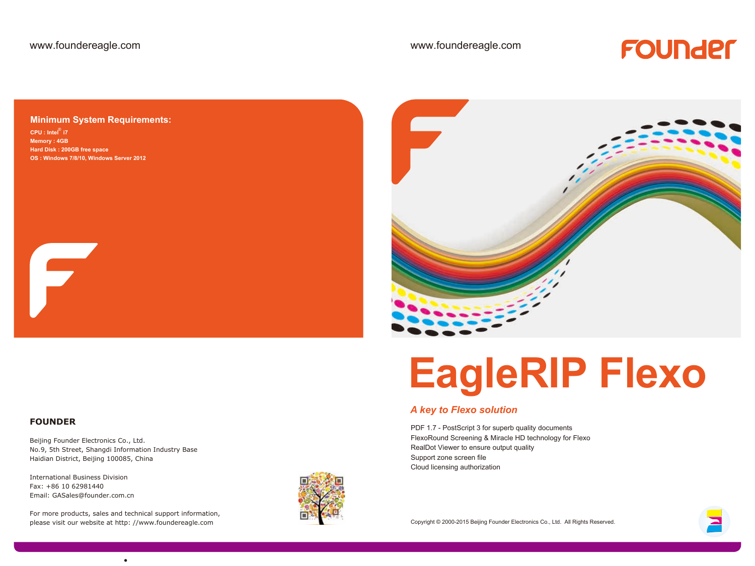www.foundereagle.com

## Minimum System Requirements:

- CPU : Intel® i7
- Memory : 4GB
- Hard Disk : 200GB free space
- OS : Windows 7/8/10, Windows Server 2012

**FOUNDER**

Beijing Founder Electronics Co., Ltd.
No.9, 5th Street, Shangdi Information Industry Base
Haidian District, Beijing 100085, China

International Business Division
Fax: +86 10 62981440
Email: GASales@founder.com.cn

For more products, sales and technical support information,
please visit our website at http: //www.foundereagle.com

www.foundereagle.com

FOUNDER

# EagleRIP Flexo

*A key to Flexo solution*

PDF 1.7 - PostScript 3 for superb quality documents
FlexoRound Screening & Miracle HD technology for Flexo
RealDot Viewer to ensure output quality
Support zone screen file
Cloud licensing authorization

Copyright © 2000-2015 Beijing Founder Electronics Co., Ltd. All Rights Reserved.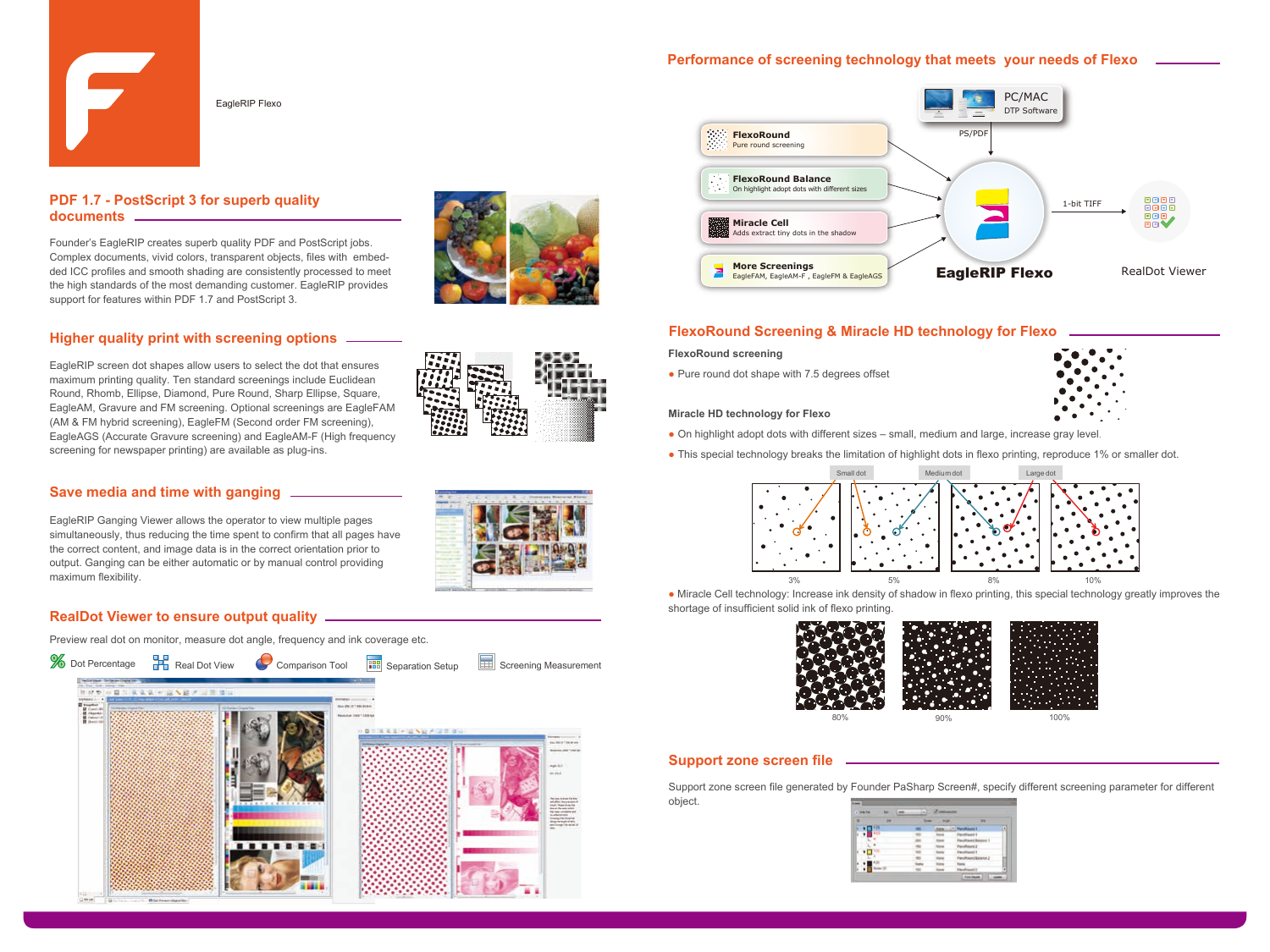EagleRIP Flexo

## PDF 1.7 - PostScript 3 for superb quality documents

Founder's EagleRIP creates superb quality PDF and PostScript jobs. Complex documents, vivid colors, transparent objects, files with embedded ICC profiles and smooth shading are consistently processed to meet the high standards of the most demanding customer. EagleRIP provides support for features within PDF 1.7 and PostScript 3.

## Higher quality print with screening options

EagleRIP screen dot shapes allow users to select the dot that ensures maximum printing quality. Ten standard screenings include Euclidean Round, Rhomb, Ellipse, Diamond, Pure Round, Sharp Ellipse, Square, EagleAM, Gravure and FM screening. Optional screenings are EagleFAM (AM & FM hybrid screening), EagleFM (Second order FM screening), EagleAGS (Accurate Gravure screening) and EagleAM-F (High frequency screening for newspaper printing) are available as plug-ins.

## Save media and time with ganging

EagleRIP Ganging Viewer allows the operator to view multiple pages simultaneously, thus reducing the time spent to confirm that all pages have the correct content, and image data is in the correct orientation prior to output. Ganging can be either automatic or by manual control providing maximum flexibility.

## RealDot Viewer to ensure output quality

Preview real dot on monitor, measure dot angle, frequency and ink coverage etc.

Dot Percentage | Real Dot View | Comparison Tool | Separation Setup | Screening Measurement

## Performance of screening technology that meets your needs of Flexo

PC/MAC
DTP Software

PS/PDF

**FlexoRound**
Pure round screening

**FlexoRound Balance**
On highlight adopt dots with different sizes

**Miracle Cell**
Adds extract tiny dots in the shadow

**More Screenings**
EagleFAM, EagleAM-F , EagleFM & EagleAGS

**EagleRIP Flexo**

1-bit TIFF

RealDot Viewer

## FlexoRound Screening & Miracle HD technology for Flexo

**FlexoRound screening**

- Pure round dot shape with 7.5 degrees offset

**Miracle HD technology for Flexo**

- On highlight adopt dots with different sizes – small, medium and large, increase gray level.
- This special technology breaks the limitation of highlight dots in flexo printing, reproduce 1% or smaller dot.

Small dot
Medium dot
Large dot

3%
5%
8%
10%

- Miracle Cell technology: Increase ink density of shadow in flexo printing, this special technology greatly improves the shortage of insufficient solid ink of flexo printing.

80%
90%
100%

## Support zone screen file

Support zone screen file generated by Founder PaSharp Screen#, specify different screening parameter for different object.